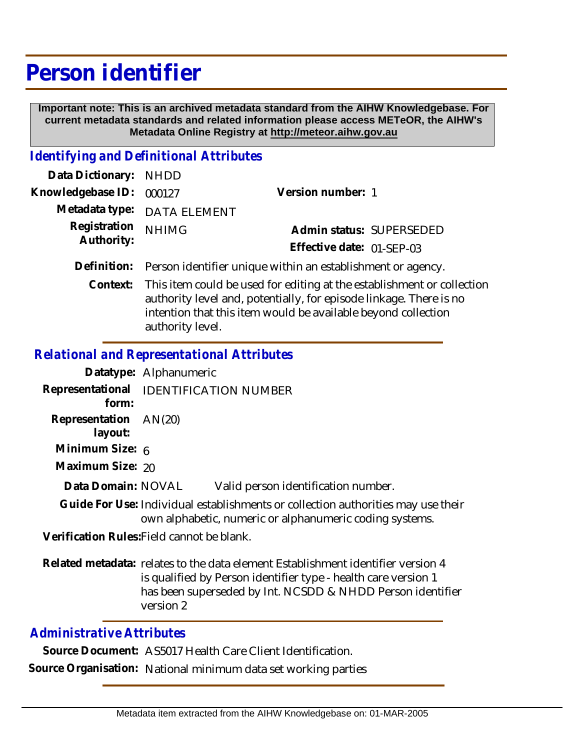# Person identifier

**Important note: This is an archived metadata standard from the AIHW Knowledgebase. For current metadata standards and related information please access METeOR, the AIHW's Metadata Online Registry at http://meteor.aihw.gov.au**

## *Identifying and Definitional Attributes*

**Data Dictionary:** NHDD

**Knowledgebase ID:** 000127

**Version number:** 1

**Metadata type:** DATA ELEMENT

**Registration Authority:** NHIMG

**Admin status:** SUPERSEDED

**Effective date:** 01-SEP-03

**Definition:** Person identifier unique within an establishment or agency.

**Context:** This item could be used for editing at the establishment or collection authority level and, potentially, for episode linkage. There is no intention that this item would be available beyond collection authority level.

## *Relational and Representational Attributes*

**Datatype:** Alphanumeric

**Representational form:** IDENTIFICATION NUMBER

**Representation layout:** AN(20)

**Minimum Size:** 6

**Maximum Size:** 20

**Data Domain:** NOVAL Valid person identification number.

**Guide For Use:** Individual establishments or collection authorities may use their own alphabetic, numeric or alphanumeric coding systems.

**Verification Rules:** Field cannot be blank.

**Related metadata:** relates to the data element Establishment identifier version 4
is qualified by Person identifier type - health care version 1
has been superseded by Int. NCSDD & NHDD Person identifier version 2

## *Administrative Attributes*

**Source Document:** AS5017 Health Care Client Identification.

**Source Organisation:** National minimum data set working parties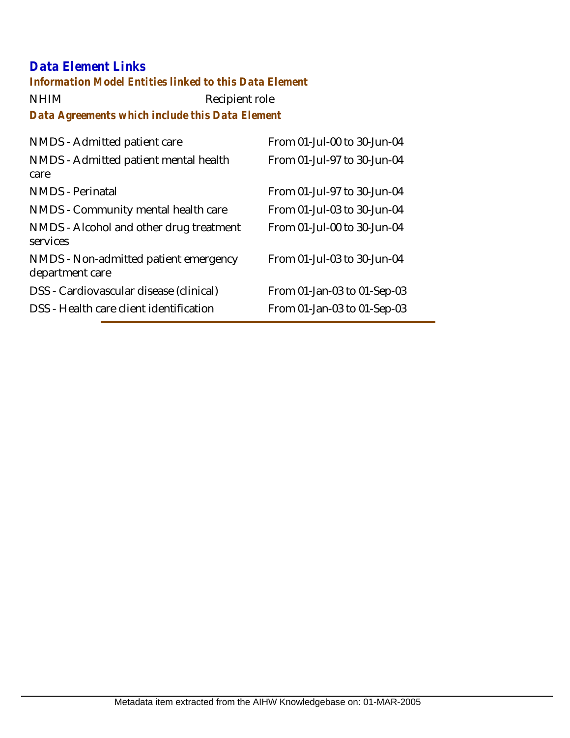## Data Element Links

### Information Model Entities linked to this Data Element

| | |
|---|---|
| NHIM | Recipient role |

### Data Agreements which include this Data Element

| | |
|---|---|
| NMDS - Admitted patient care | From 01-Jul-00 to 30-Jun-04 |
| NMDS - Admitted patient mental health care | From 01-Jul-97 to 30-Jun-04 |
| NMDS - Perinatal | From 01-Jul-97 to 30-Jun-04 |
| NMDS - Community mental health care | From 01-Jul-03 to 30-Jun-04 |
| NMDS - Alcohol and other drug treatment services | From 01-Jul-00 to 30-Jun-04 |
| NMDS - Non-admitted patient emergency department care | From 01-Jul-03 to 30-Jun-04 |
| DSS - Cardiovascular disease (clinical) | From 01-Jan-03 to 01-Sep-03 |
| DSS - Health care client identification | From 01-Jan-03 to 01-Sep-03 |

Metadata item extracted from the AIHW Knowledgebase on: 01-MAR-2005